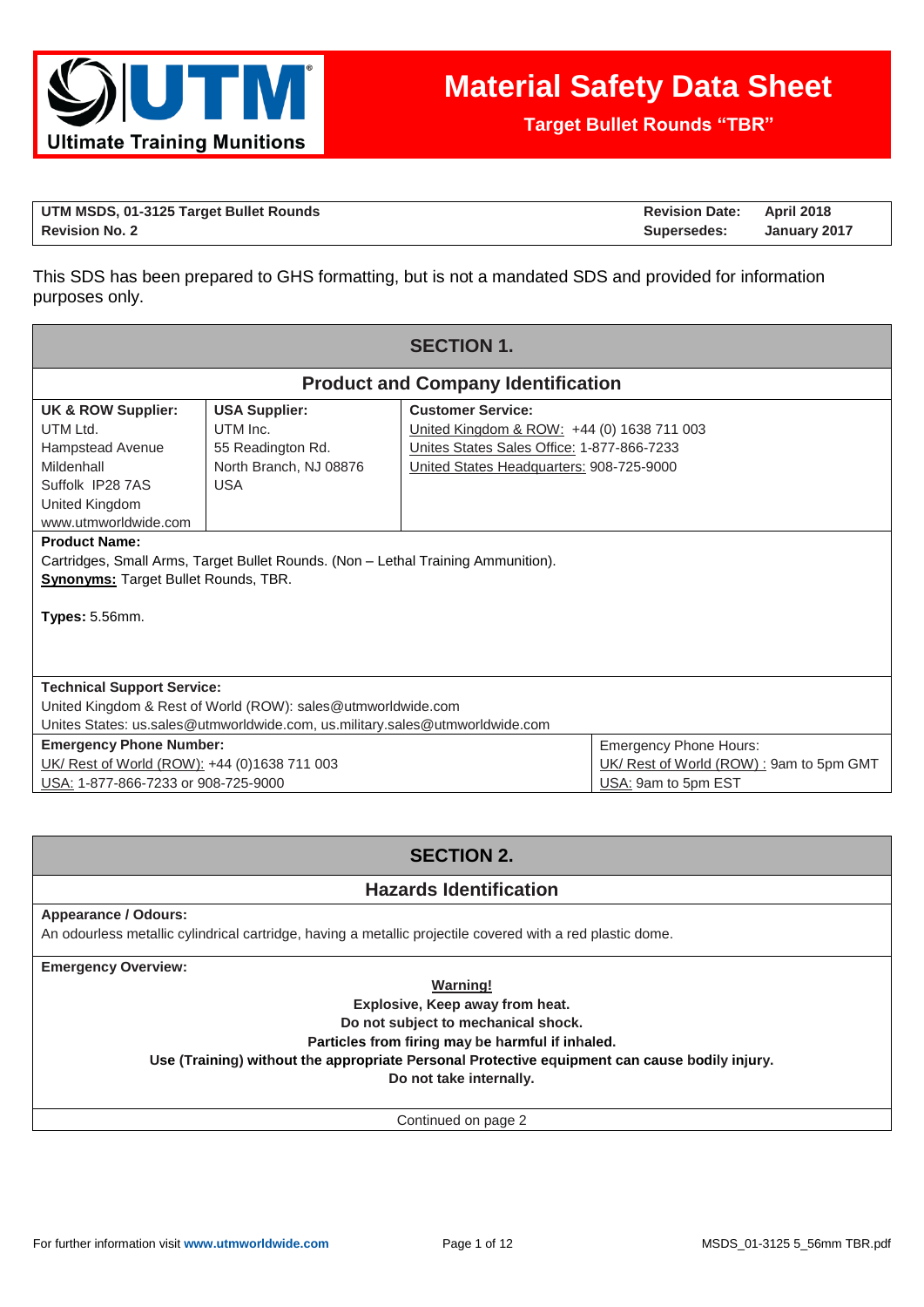Ultimate Training Munitions

# Material Safety Data Sheet

**Target Bullet Rounds "TBR"**

| **UTM MSDS, 01-3125 Target Bullet Rounds** | **Revision Date:** | **April 2018** |
|---|---|---|
| **Revision No. 2** | **Supersedes:** | **January 2017** |

This SDS has been prepared to GHS formatting, but is not a mandated SDS and provided for information purposes only.

## SECTION 1.

### Product and Company Identification

| **UK & ROW Supplier:** | **USA Supplier:** | **Customer Service:** |
|---|---|---|
| UTM Ltd.<br>Hampstead Avenue<br>Mildenhall<br>Suffolk IP28 7AS<br>United Kingdom<br>www.utmworldwide.com | UTM Inc.<br>55 Readington Rd.<br>North Branch, NJ 08876<br>USA | United Kingdom & ROW: +44 (0) 1638 711 003<br>Unites States Sales Office: 1-877-866-7233<br>United States Headquarters: 908-725-9000 |

**Product Name:**
Cartridges, Small Arms, Target Bullet Rounds. (Non – Lethal Training Ammunition).
**Synonyms:** Target Bullet Rounds, TBR.

**Types:** 5.56mm.

**Technical Support Service:**
United Kingdom & Rest of World (ROW): sales@utmworldwide.com
Unites States: us.sales@utmworldwide.com, us.military.sales@utmworldwide.com

| **Emergency Phone Number:** | Emergency Phone Hours: |
|---|---|
| UK/ Rest of World (ROW): +44 (0)1638 711 003 | UK/ Rest of World (ROW) : 9am to 5pm GMT |
| USA: 1-877-866-7233 or 908-725-9000 | USA: 9am to 5pm EST |

## SECTION 2.

### Hazards Identification

**Appearance / Odours:**
An odourless metallic cylindrical cartridge, having a metallic projectile covered with a red plastic dome.

**Emergency Overview:**

**Warning!**
**Explosive, Keep away from heat.**
**Do not subject to mechanical shock.**
**Particles from firing may be harmful if inhaled.**
**Use (Training) without the appropriate Personal Protective equipment can cause bodily injury.**
**Do not take internally.**

Continued on page 2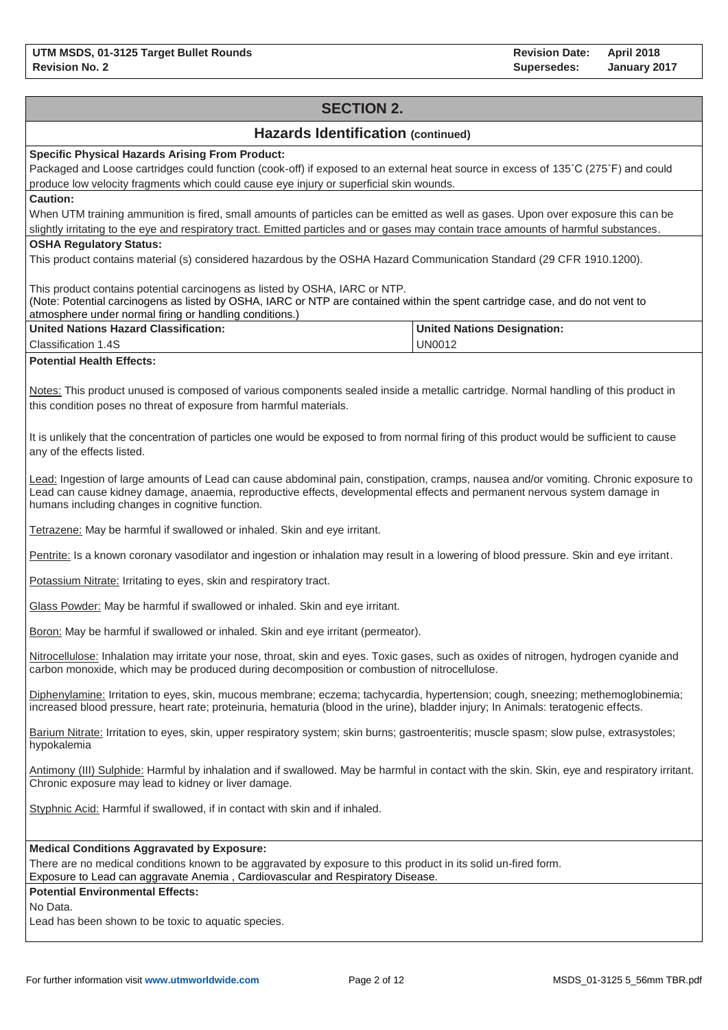## SECTION 2.

### Hazards Identification (continued)

**Specific Physical Hazards Arising From Product:**

Packaged and Loose cartridges could function (cook-off) if exposed to an external heat source in excess of 135˚C (275˚F) and could produce low velocity fragments which could cause eye injury or superficial skin wounds.

**Caution:**

When UTM training ammunition is fired, small amounts of particles can be emitted as well as gases. Upon over exposure this can be slightly irritating to the eye and respiratory tract. Emitted particles and or gases may contain trace amounts of harmful substances.

**OSHA Regulatory Status:**

This product contains material (s) considered hazardous by the OSHA Hazard Communication Standard (29 CFR 1910.1200).

This product contains potential carcinogens as listed by OSHA, IARC or NTP.
(Note: Potential carcinogens as listed by OSHA, IARC or NTP are contained within the spent cartridge case, and do not vent to atmosphere under normal firing or handling conditions.)

| United Nations Hazard Classification: | United Nations Designation: |
|---|---|
| Classification 1.4S | UN0012 |

**Potential Health Effects:**

Notes: This product unused is composed of various components sealed inside a metallic cartridge. Normal handling of this product in this condition poses no threat of exposure from harmful materials.

It is unlikely that the concentration of particles one would be exposed to from normal firing of this product would be sufficient to cause any of the effects listed.

Lead: Ingestion of large amounts of Lead can cause abdominal pain, constipation, cramps, nausea and/or vomiting. Chronic exposure to Lead can cause kidney damage, anaemia, reproductive effects, developmental effects and permanent nervous system damage in humans including changes in cognitive function.

Tetrazene: May be harmful if swallowed or inhaled. Skin and eye irritant.

Pentrite: Is a known coronary vasodilator and ingestion or inhalation may result in a lowering of blood pressure. Skin and eye irritant.

Potassium Nitrate: Irritating to eyes, skin and respiratory tract.

Glass Powder: May be harmful if swallowed or inhaled. Skin and eye irritant.

Boron: May be harmful if swallowed or inhaled. Skin and eye irritant (permeator).

Nitrocellulose: Inhalation may irritate your nose, throat, skin and eyes. Toxic gases, such as oxides of nitrogen, hydrogen cyanide and carbon monoxide, which may be produced during decomposition or combustion of nitrocellulose.

Diphenylamine: Irritation to eyes, skin, mucous membrane; eczema; tachycardia, hypertension; cough, sneezing; methemoglobinemia; increased blood pressure, heart rate; proteinuria, hematuria (blood in the urine), bladder injury; In Animals: teratogenic effects.

Barium Nitrate: Irritation to eyes, skin, upper respiratory system; skin burns; gastroenteritis; muscle spasm; slow pulse, extrasystoles; hypokalemia

Antimony (III) Sulphide: Harmful by inhalation and if swallowed. May be harmful in contact with the skin. Skin, eye and respiratory irritant. Chronic exposure may lead to kidney or liver damage.

Styphnic Acid: Harmful if swallowed, if in contact with skin and if inhaled.

**Medical Conditions Aggravated by Exposure:**

There are no medical conditions known to be aggravated by exposure to this product in its solid un-fired form.
Exposure to Lead can aggravate Anemia , Cardiovascular and Respiratory Disease.

**Potential Environmental Effects:**

No Data.
Lead has been shown to be toxic to aquatic species.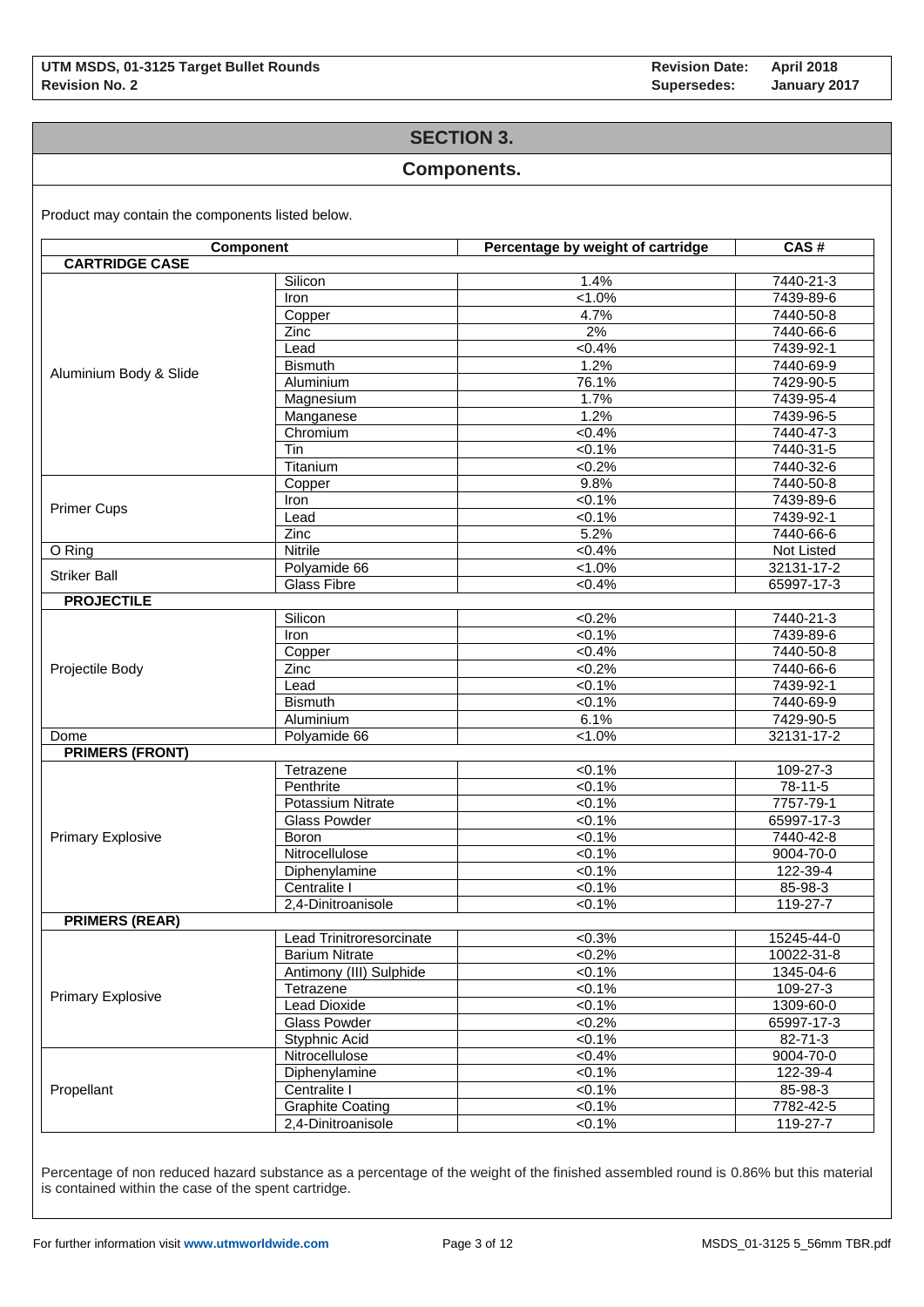## SECTION 3.

## Components.

Product may contain the components listed below.

| Component | | Percentage by weight of cartridge | CAS # |
|---|---|---|---|
| **CARTRIDGE CASE** | | | |
| Aluminium Body & Slide | Silicon | 1.4% | 7440-21-3 |
| | Iron | <1.0% | 7439-89-6 |
| | Copper | 4.7% | 7440-50-8 |
| | Zinc | 2% | 7440-66-6 |
| | Lead | <0.4% | 7439-92-1 |
| | Bismuth | 1.2% | 7440-69-9 |
| | Aluminium | 76.1% | 7429-90-5 |
| | Magnesium | 1.7% | 7439-95-4 |
| | Manganese | 1.2% | 7439-96-5 |
| | Chromium | <0.4% | 7440-47-3 |
| | Tin | <0.1% | 7440-31-5 |
| | Titanium | <0.2% | 7440-32-6 |
| Primer Cups | Copper | 9.8% | 7440-50-8 |
| | Iron | <0.1% | 7439-89-6 |
| | Lead | <0.1% | 7439-92-1 |
| | Zinc | 5.2% | 7440-66-6 |
| O Ring | Nitrile | <0.4% | Not Listed |
| Striker Ball | Polyamide 66 | <1.0% | 32131-17-2 |
| | Glass Fibre | <0.4% | 65997-17-3 |
| **PROJECTILE** | | | |
| Projectile Body | Silicon | <0.2% | 7440-21-3 |
| | Iron | <0.1% | 7439-89-6 |
| | Copper | <0.4% | 7440-50-8 |
| | Zinc | <0.2% | 7440-66-6 |
| | Lead | <0.1% | 7439-92-1 |
| | Bismuth | <0.1% | 7440-69-9 |
| | Aluminium | 6.1% | 7429-90-5 |
| Dome | Polyamide 66 | <1.0% | 32131-17-2 |
| **PRIMERS (FRONT)** | | | |
| Primary Explosive | Tetrazene | <0.1% | 109-27-3 |
| | Penthrite | <0.1% | 78-11-5 |
| | Potassium Nitrate | <0.1% | 7757-79-1 |
| | Glass Powder | <0.1% | 65997-17-3 |
| | Boron | <0.1% | 7440-42-8 |
| | Nitrocellulose | <0.1% | 9004-70-0 |
| | Diphenylamine | <0.1% | 122-39-4 |
| | Centralite I | <0.1% | 85-98-3 |
| | 2,4-Dinitroanisole | <0.1% | 119-27-7 |
| **PRIMERS (REAR)** | | | |
| Primary Explosive | Lead Trinitroresorcinate | <0.3% | 15245-44-0 |
| | Barium Nitrate | <0.2% | 10022-31-8 |
| | Antimony (III) Sulphide | <0.1% | 1345-04-6 |
| | Tetrazene | <0.1% | 109-27-3 |
| | Lead Dioxide | <0.1% | 1309-60-0 |
| | Glass Powder | <0.2% | 65997-17-3 |
| | Styphnic Acid | <0.1% | 82-71-3 |
| Propellant | Nitrocellulose | <0.4% | 9004-70-0 |
| | Diphenylamine | <0.1% | 122-39-4 |
| | Centralite I | <0.1% | 85-98-3 |
| | Graphite Coating | <0.1% | 7782-42-5 |
| | 2,4-Dinitroanisole | <0.1% | 119-27-7 |

Percentage of non reduced hazard substance as a percentage of the weight of the finished assembled round is 0.86% but this material is contained within the case of the spent cartridge.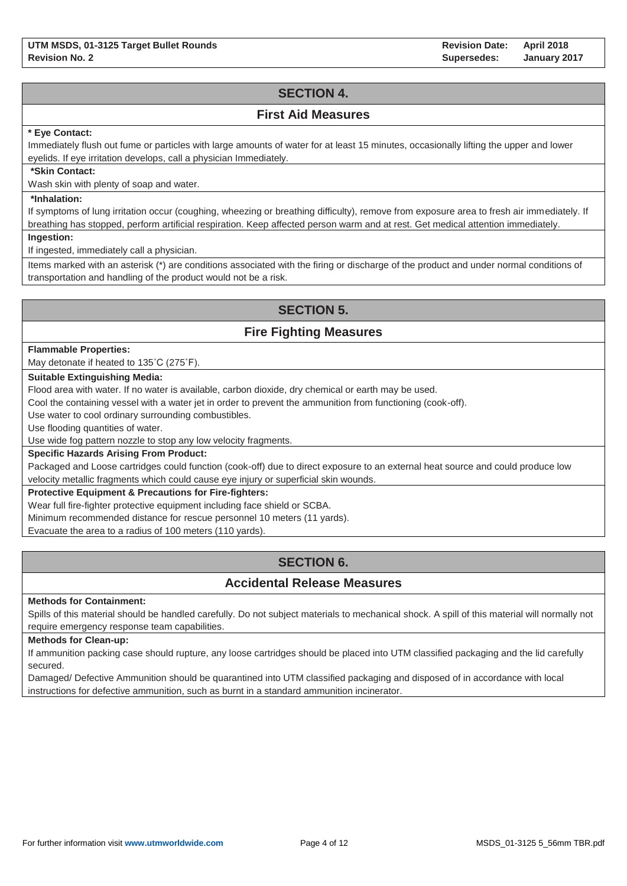## SECTION 4.

### First Aid Measures

**\* Eye Contact:**

Immediately flush out fume or particles with large amounts of water for at least 15 minutes, occasionally lifting the upper and lower eyelids. If eye irritation develops, call a physician Immediately.

**\*Skin Contact:**

Wash skin with plenty of soap and water.

**\*Inhalation:**

If symptoms of lung irritation occur (coughing, wheezing or breathing difficulty), remove from exposure area to fresh air immediately. If breathing has stopped, perform artificial respiration. Keep affected person warm and at rest. Get medical attention immediately.

**Ingestion:**

If ingested, immediately call a physician.

Items marked with an asterisk (*) are conditions associated with the firing or discharge of the product and under normal conditions of transportation and handling of the product would not be a risk.

## SECTION 5.

### Fire Fighting Measures

**Flammable Properties:**

May detonate if heated to 135˚C (275˚F).

**Suitable Extinguishing Media:**

Flood area with water. If no water is available, carbon dioxide, dry chemical or earth may be used.

Cool the containing vessel with a water jet in order to prevent the ammunition from functioning (cook-off).

Use water to cool ordinary surrounding combustibles.

Use flooding quantities of water.

Use wide fog pattern nozzle to stop any low velocity fragments.

**Specific Hazards Arising From Product:**

Packaged and Loose cartridges could function (cook-off) due to direct exposure to an external heat source and could produce low velocity metallic fragments which could cause eye injury or superficial skin wounds.

**Protective Equipment & Precautions for Fire-fighters:**

Wear full fire-fighter protective equipment including face shield or SCBA.

Minimum recommended distance for rescue personnel 10 meters (11 yards).

Evacuate the area to a radius of 100 meters (110 yards).

## SECTION 6.

### Accidental Release Measures

**Methods for Containment:**

Spills of this material should be handled carefully. Do not subject materials to mechanical shock. A spill of this material will normally not require emergency response team capabilities.

**Methods for Clean-up:**

If ammunition packing case should rupture, any loose cartridges should be placed into UTM classified packaging and the lid carefully secured.

Damaged/ Defective Ammunition should be quarantined into UTM classified packaging and disposed of in accordance with local instructions for defective ammunition, such as burnt in a standard ammunition incinerator.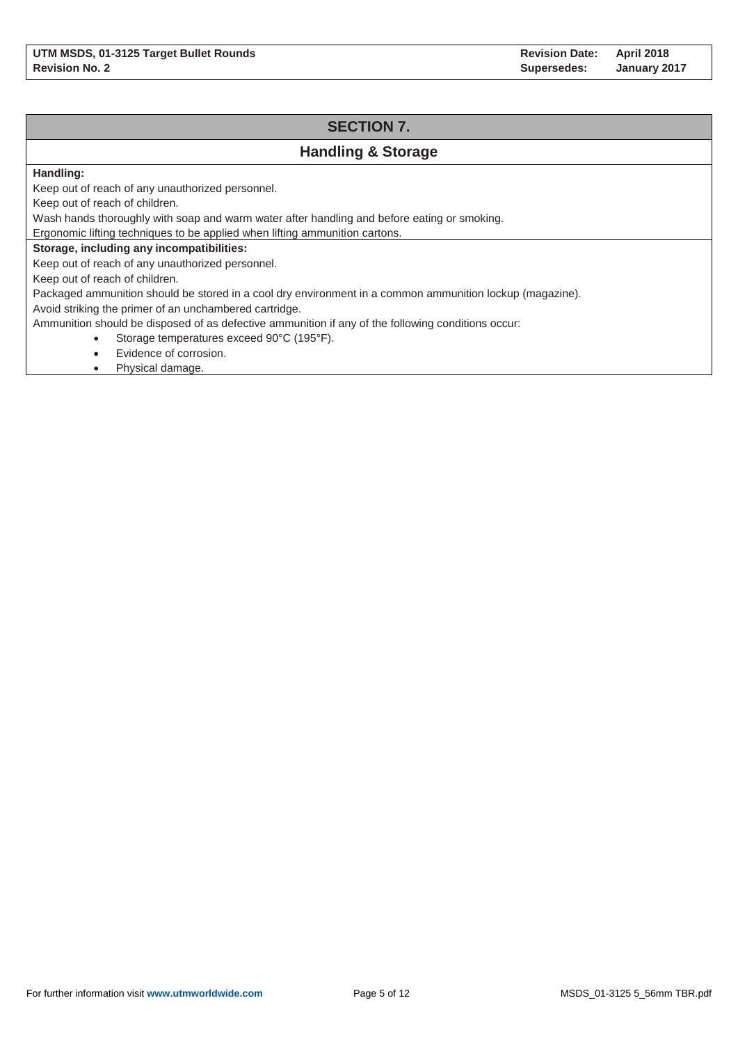## SECTION 7.

## Handling & Storage

**Handling:**

Keep out of reach of any unauthorized personnel.

Keep out of reach of children.

Wash hands thoroughly with soap and warm water after handling and before eating or smoking.

Ergonomic lifting techniques to be applied when lifting ammunition cartons.

**Storage, including any incompatibilities:**

Keep out of reach of any unauthorized personnel.

Keep out of reach of children.

Packaged ammunition should be stored in a cool dry environment in a common ammunition lockup (magazine).

Avoid striking the primer of an unchambered cartridge.

Ammunition should be disposed of as defective ammunition if any of the following conditions occur:

- Storage temperatures exceed 90°C (195°F).
- Evidence of corrosion.
- Physical damage.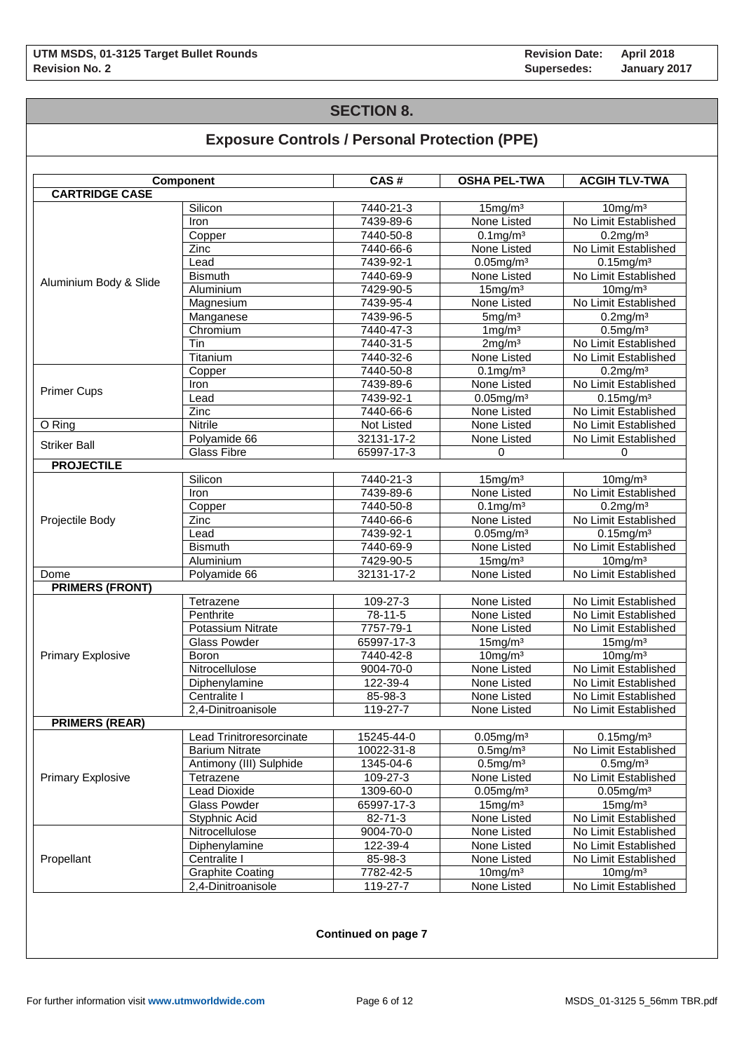## SECTION 8.

## Exposure Controls / Personal Protection (PPE)

| Component | | CAS # | OSHA PEL-TWA | ACGIH TLV-TWA |
|---|---|---|---|---|
| **CARTRIDGE CASE** | | | | |
| Aluminium Body & Slide | Silicon | 7440-21-3 | 15mg/m³ | 10mg/m³ |
| | Iron | 7439-89-6 | None Listed | No Limit Established |
| | Copper | 7440-50-8 | 0.1mg/m³ | 0.2mg/m³ |
| | Zinc | 7440-66-6 | None Listed | No Limit Established |
| | Lead | 7439-92-1 | 0.05mg/m³ | 0.15mg/m³ |
| | Bismuth | 7440-69-9 | None Listed | No Limit Established |
| | Aluminium | 7429-90-5 | 15mg/m³ | 10mg/m³ |
| | Magnesium | 7439-95-4 | None Listed | No Limit Established |
| | Manganese | 7439-96-5 | 5mg/m³ | 0.2mg/m³ |
| | Chromium | 7440-47-3 | 1mg/m³ | 0.5mg/m³ |
| | Tin | 7440-31-5 | 2mg/m³ | No Limit Established |
| | Titanium | 7440-32-6 | None Listed | No Limit Established |
| Primer Cups | Copper | 7440-50-8 | 0.1mg/m³ | 0.2mg/m³ |
| | Iron | 7439-89-6 | None Listed | No Limit Established |
| | Lead | 7439-92-1 | 0.05mg/m³ | 0.15mg/m³ |
| | Zinc | 7440-66-6 | None Listed | No Limit Established |
| O Ring | Nitrile | Not Listed | None Listed | No Limit Established |
| Striker Ball | Polyamide 66 | 32131-17-2 | None Listed | No Limit Established |
| | Glass Fibre | 65997-17-3 | 0 | 0 |
| **PROJECTILE** | | | | |
| Projectile Body | Silicon | 7440-21-3 | 15mg/m³ | 10mg/m³ |
| | Iron | 7439-89-6 | None Listed | No Limit Established |
| | Copper | 7440-50-8 | 0.1mg/m³ | 0.2mg/m³ |
| | Zinc | 7440-66-6 | None Listed | No Limit Established |
| | Lead | 7439-92-1 | 0.05mg/m³ | 0.15mg/m³ |
| | Bismuth | 7440-69-9 | None Listed | No Limit Established |
| | Aluminium | 7429-90-5 | 15mg/m³ | 10mg/m³ |
| Dome | Polyamide 66 | 32131-17-2 | None Listed | No Limit Established |
| **PRIMERS (FRONT)** | | | | |
| Primary Explosive | Tetrazene | 109-27-3 | None Listed | No Limit Established |
| | Penthrite | 78-11-5 | None Listed | No Limit Established |
| | Potassium Nitrate | 7757-79-1 | None Listed | No Limit Established |
| | Glass Powder | 65997-17-3 | 15mg/m³ | 15mg/m³ |
| | Boron | 7440-42-8 | 10mg/m³ | 10mg/m³ |
| | Nitrocellulose | 9004-70-0 | None Listed | No Limit Established |
| | Diphenylamine | 122-39-4 | None Listed | No Limit Established |
| | Centralite I | 85-98-3 | None Listed | No Limit Established |
| | 2,4-Dinitroanisole | 119-27-7 | None Listed | No Limit Established |
| **PRIMERS (REAR)** | | | | |
| Primary Explosive | Lead Trinitroresorcinate | 15245-44-0 | 0.05mg/m³ | 0.15mg/m³ |
| | Barium Nitrate | 10022-31-8 | 0.5mg/m³ | No Limit Established |
| | Antimony (III) Sulphide | 1345-04-6 | 0.5mg/m³ | 0.5mg/m³ |
| | Tetrazene | 109-27-3 | None Listed | No Limit Established |
| | Lead Dioxide | 1309-60-0 | 0.05mg/m³ | 0.05mg/m³ |
| | Glass Powder | 65997-17-3 | 15mg/m³ | 15mg/m³ |
| | Styphnic Acid | 82-71-3 | None Listed | No Limit Established |
| Propellant | Nitrocellulose | 9004-70-0 | None Listed | No Limit Established |
| | Diphenylamine | 122-39-4 | None Listed | No Limit Established |
| | Centralite I | 85-98-3 | None Listed | No Limit Established |
| | Graphite Coating | 7782-42-5 | 10mg/m³ | 10mg/m³ |
| | 2,4-Dinitroanisole | 119-27-7 | None Listed | No Limit Established |

**Continued on page 7**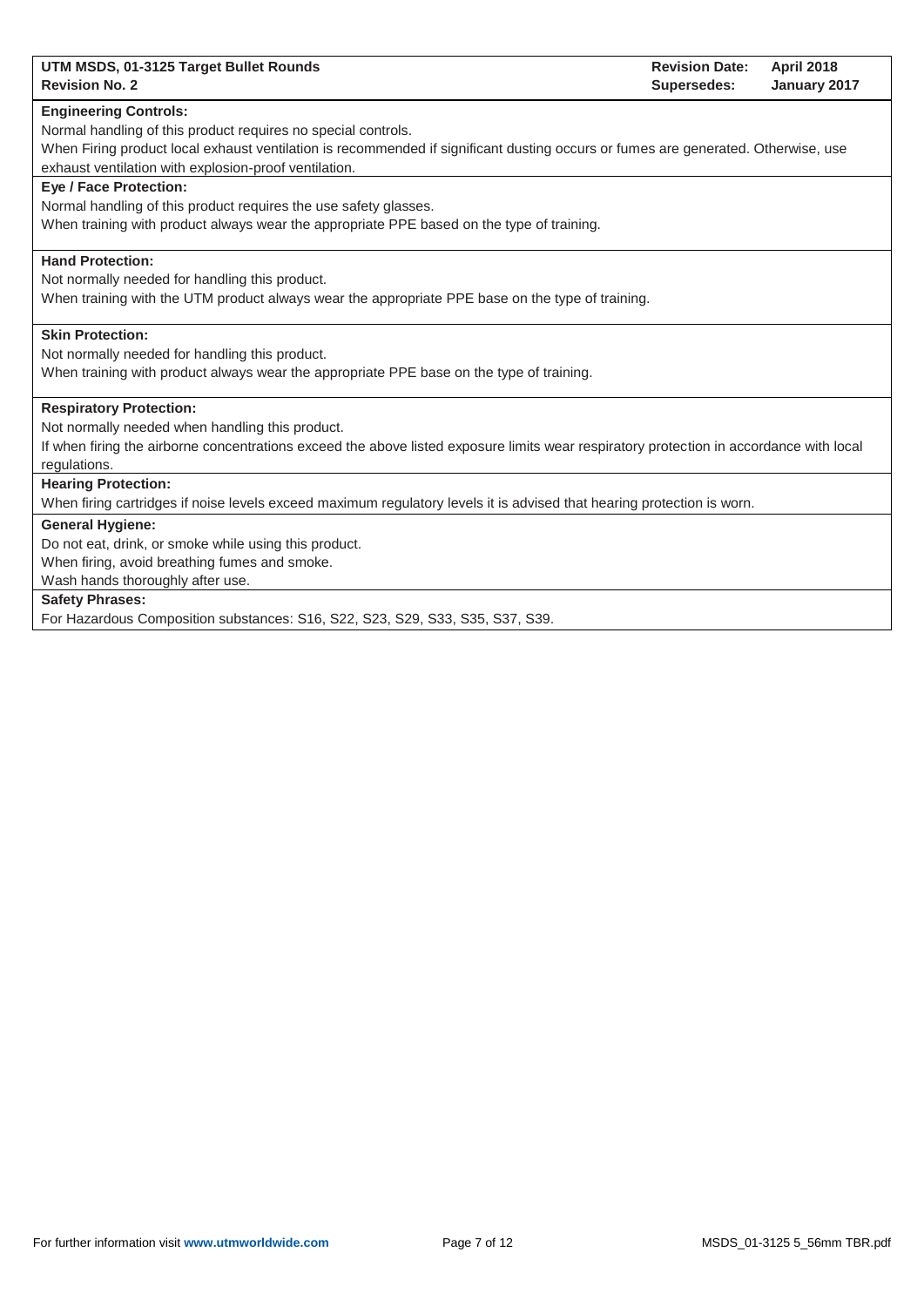**Engineering Controls:**

Normal handling of this product requires no special controls.

When Firing product local exhaust ventilation is recommended if significant dusting occurs or fumes are generated. Otherwise, use exhaust ventilation with explosion-proof ventilation.

**Eye / Face Protection:**

Normal handling of this product requires the use safety glasses.

When training with product always wear the appropriate PPE based on the type of training.

**Hand Protection:**

Not normally needed for handling this product.

When training with the UTM product always wear the appropriate PPE base on the type of training.

**Skin Protection:**

Not normally needed for handling this product.

When training with product always wear the appropriate PPE base on the type of training.

**Respiratory Protection:**

Not normally needed when handling this product.

If when firing the airborne concentrations exceed the above listed exposure limits wear respiratory protection in accordance with local regulations.

**Hearing Protection:**

When firing cartridges if noise levels exceed maximum regulatory levels it is advised that hearing protection is worn.

**General Hygiene:**

Do not eat, drink, or smoke while using this product.

When firing, avoid breathing fumes and smoke.

Wash hands thoroughly after use.

**Safety Phrases:**

For Hazardous Composition substances: S16, S22, S23, S29, S33, S35, S37, S39.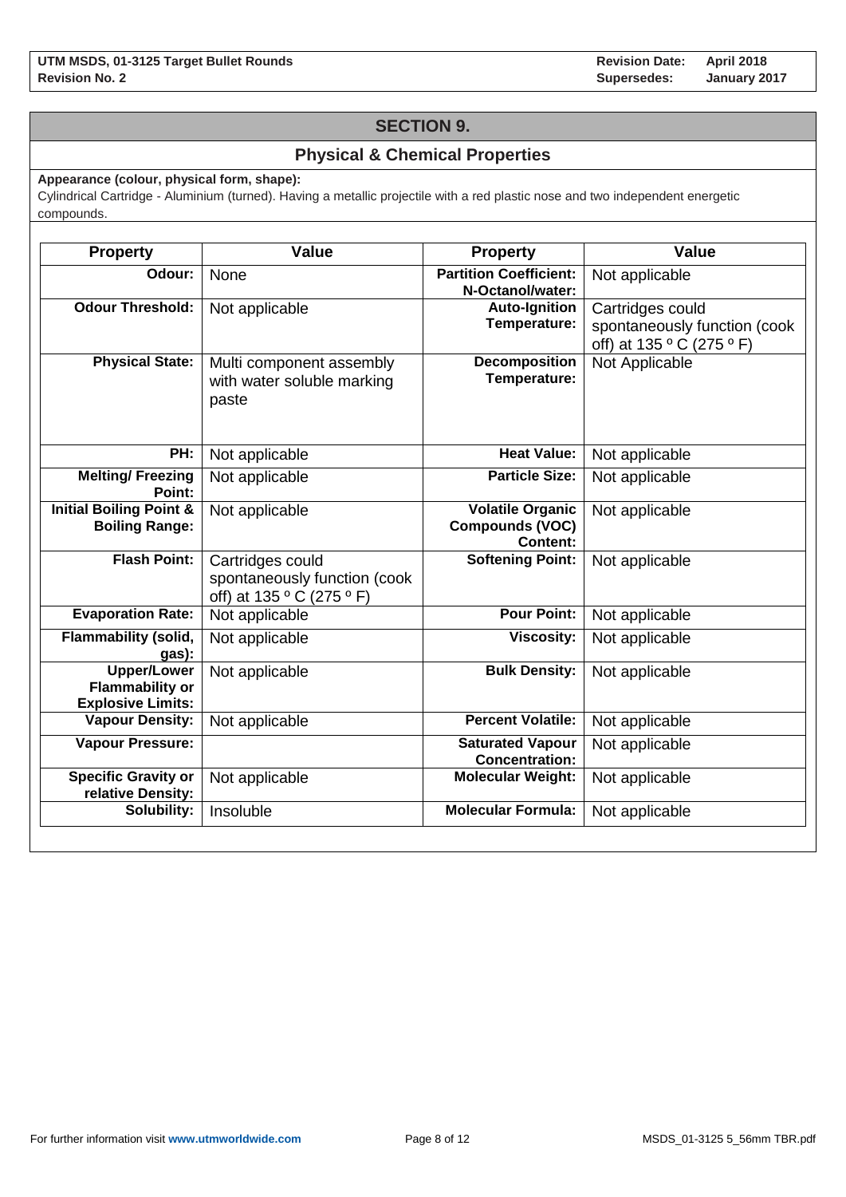## SECTION 9.

### Physical & Chemical Properties

**Appearance (colour, physical form, shape):**

Cylindrical Cartridge - Aluminium (turned). Having a metallic projectile with a red plastic nose and two independent energetic compounds.

| Property | Value | Property | Value |
|---|---|---|---|
| **Odour:** | None | **Partition Coefficient: N-Octanol/water:** | Not applicable |
| **Odour Threshold:** | Not applicable | **Auto-Ignition Temperature:** | Cartridges could spontaneously function (cook off) at 135 º C (275 º F) |
| **Physical State:** | Multi component assembly with water soluble marking paste | **Decomposition Temperature:** | Not Applicable |
| **PH:** | Not applicable | **Heat Value:** | Not applicable |
| **Melting/ Freezing Point:** | Not applicable | **Particle Size:** | Not applicable |
| **Initial Boiling Point & Boiling Range:** | Not applicable | **Volatile Organic Compounds (VOC) Content:** | Not applicable |
| **Flash Point:** | Cartridges could spontaneously function (cook off) at 135 º C (275 º F) | **Softening Point:** | Not applicable |
| **Evaporation Rate:** | Not applicable | **Pour Point:** | Not applicable |
| **Flammability (solid, gas):** | Not applicable | **Viscosity:** | Not applicable |
| **Upper/Lower Flammability or Explosive Limits:** | Not applicable | **Bulk Density:** | Not applicable |
| **Vapour Density:** | Not applicable | **Percent Volatile:** | Not applicable |
| **Vapour Pressure:** | | **Saturated Vapour Concentration:** | Not applicable |
| **Specific Gravity or relative Density:** | Not applicable | **Molecular Weight:** | Not applicable |
| **Solubility:** | Insoluble | **Molecular Formula:** | Not applicable |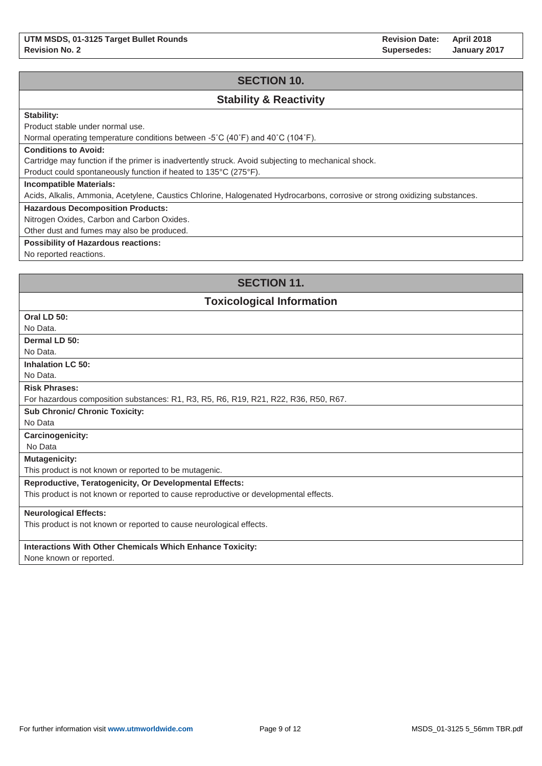## SECTION 10.

### Stability & Reactivity

**Stability:**

Product stable under normal use.

Normal operating temperature conditions between -5˚C (40˚F) and 40˚C (104˚F).

**Conditions to Avoid:**

Cartridge may function if the primer is inadvertently struck. Avoid subjecting to mechanical shock.

Product could spontaneously function if heated to 135°C (275°F).

**Incompatible Materials:**

Acids, Alkalis, Ammonia, Acetylene, Caustics Chlorine, Halogenated Hydrocarbons, corrosive or strong oxidizing substances.

**Hazardous Decomposition Products:**

Nitrogen Oxides, Carbon and Carbon Oxides.

Other dust and fumes may also be produced.

**Possibility of Hazardous reactions:**

No reported reactions.

## SECTION 11.

### Toxicological Information

**Oral LD 50:**

No Data.

**Dermal LD 50:**

No Data.

**Inhalation LC 50:**

No Data.

**Risk Phrases:**

For hazardous composition substances: R1, R3, R5, R6, R19, R21, R22, R36, R50, R67.

**Sub Chronic/ Chronic Toxicity:**

No Data

**Carcinogenicity:**

No Data

**Mutagenicity:**

This product is not known or reported to be mutagenic.

**Reproductive, Teratogenicity, Or Developmental Effects:**

This product is not known or reported to cause reproductive or developmental effects.

**Neurological Effects:**

This product is not known or reported to cause neurological effects.

**Interactions With Other Chemicals Which Enhance Toxicity:**

None known or reported.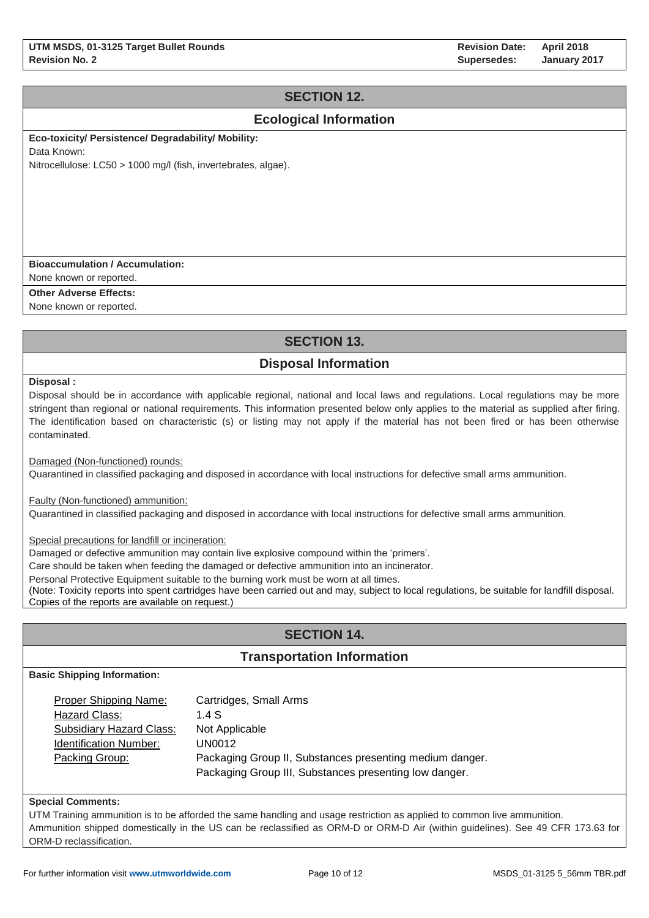## SECTION 12.

## Ecological Information

**Eco-toxicity/ Persistence/ Degradability/ Mobility:**

Data Known:

Nitrocellulose: LC50 > 1000 mg/l (fish, invertebrates, algae).

**Bioaccumulation / Accumulation:**

None known or reported.

**Other Adverse Effects:**

None known or reported.

## SECTION 13.

## Disposal Information

**Disposal :**

Disposal should be in accordance with applicable regional, national and local laws and regulations. Local regulations may be more stringent than regional or national requirements. This information presented below only applies to the material as supplied after firing. The identification based on characteristic (s) or listing may not apply if the material has not been fired or has been otherwise contaminated.

Damaged (Non-functioned) rounds:

Quarantined in classified packaging and disposed in accordance with local instructions for defective small arms ammunition.

Faulty (Non-functioned) ammunition:

Quarantined in classified packaging and disposed in accordance with local instructions for defective small arms ammunition.

Special precautions for landfill or incineration:

Damaged or defective ammunition may contain live explosive compound within the 'primers'.

Care should be taken when feeding the damaged or defective ammunition into an incinerator.

Personal Protective Equipment suitable to the burning work must be worn at all times.

(Note: Toxicity reports into spent cartridges have been carried out and may, subject to local regulations, be suitable for landfill disposal. Copies of the reports are available on request.)

## SECTION 14.

## Transportation Information

**Basic Shipping Information:**

| | |
|---|---|
| Proper Shipping Name: | Cartridges, Small Arms |
| Hazard Class: | 1.4 S |
| Subsidiary Hazard Class: | Not Applicable |
| Identification Number: | UN0012 |
| Packing Group: | Packaging Group II, Substances presenting medium danger.<br>Packaging Group III, Substances presenting low danger. |

**Special Comments:**

UTM Training ammunition is to be afforded the same handling and usage restriction as applied to common live ammunition.

Ammunition shipped domestically in the US can be reclassified as ORM-D or ORM-D Air (within guidelines). See 49 CFR 173.63 for ORM-D reclassification.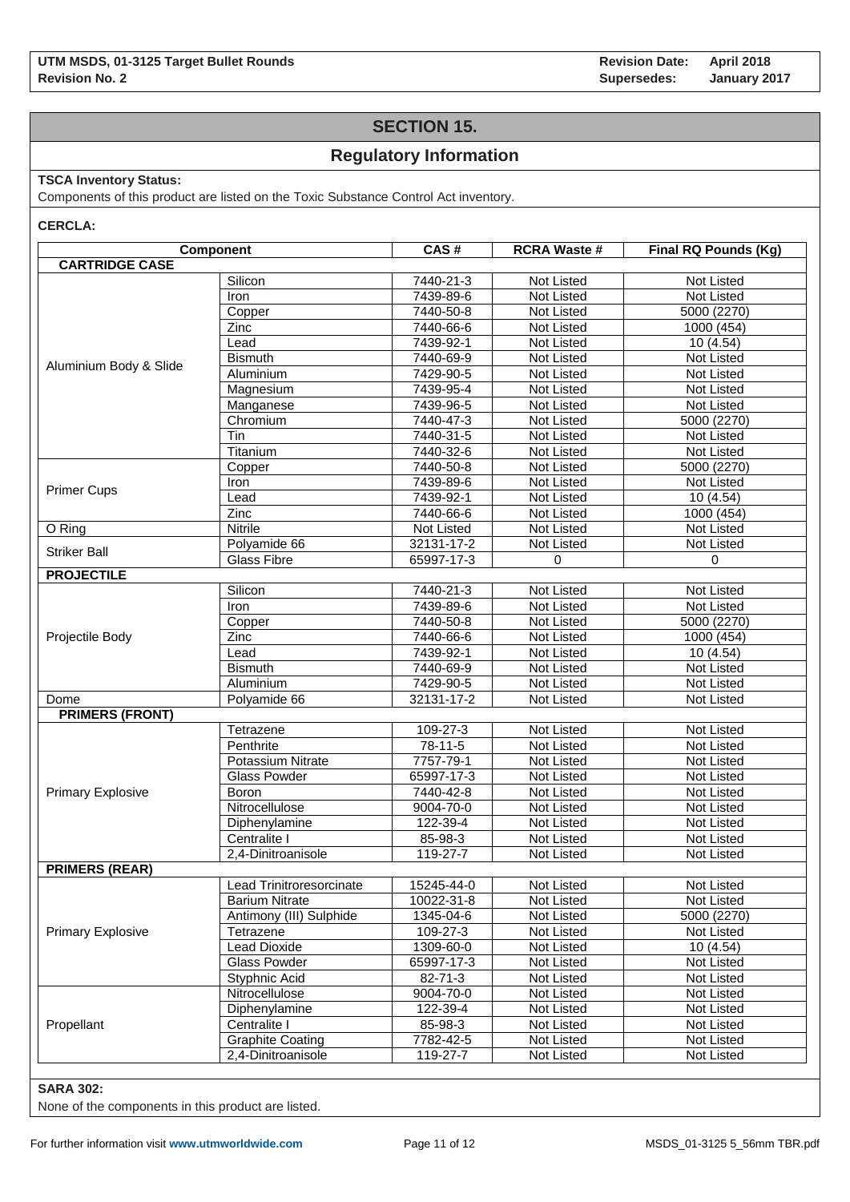## SECTION 15.

## Regulatory Information

**TSCA Inventory Status:**

Components of this product are listed on the Toxic Substance Control Act inventory.

**CERCLA:**

| Component | | CAS # | RCRA Waste # | Final RQ Pounds (Kg) |
|---|---|---|---|---|
| **CARTRIDGE CASE** | | | | |
| Aluminium Body & Slide | Silicon | 7440-21-3 | Not Listed | Not Listed |
| | Iron | 7439-89-6 | Not Listed | Not Listed |
| | Copper | 7440-50-8 | Not Listed | 5000 (2270) |
| | Zinc | 7440-66-6 | Not Listed | 1000 (454) |
| | Lead | 7439-92-1 | Not Listed | 10 (4.54) |
| | Bismuth | 7440-69-9 | Not Listed | Not Listed |
| | Aluminium | 7429-90-5 | Not Listed | Not Listed |
| | Magnesium | 7439-95-4 | Not Listed | Not Listed |
| | Manganese | 7439-96-5 | Not Listed | Not Listed |
| | Chromium | 7440-47-3 | Not Listed | 5000 (2270) |
| | Tin | 7440-31-5 | Not Listed | Not Listed |
| | Titanium | 7440-32-6 | Not Listed | Not Listed |
| Primer Cups | Copper | 7440-50-8 | Not Listed | 5000 (2270) |
| | Iron | 7439-89-6 | Not Listed | Not Listed |
| | Lead | 7439-92-1 | Not Listed | 10 (4.54) |
| | Zinc | 7440-66-6 | Not Listed | 1000 (454) |
| O Ring | Nitrile | Not Listed | Not Listed | Not Listed |
| Striker Ball | Polyamide 66 | 32131-17-2 | Not Listed | Not Listed |
| | Glass Fibre | 65997-17-3 | 0 | 0 |
| **PROJECTILE** | | | | |
| Projectile Body | Silicon | 7440-21-3 | Not Listed | Not Listed |
| | Iron | 7439-89-6 | Not Listed | Not Listed |
| | Copper | 7440-50-8 | Not Listed | 5000 (2270) |
| | Zinc | 7440-66-6 | Not Listed | 1000 (454) |
| | Lead | 7439-92-1 | Not Listed | 10 (4.54) |
| | Bismuth | 7440-69-9 | Not Listed | Not Listed |
| | Aluminium | 7429-90-5 | Not Listed | Not Listed |
| Dome | Polyamide 66 | 32131-17-2 | Not Listed | Not Listed |
| **PRIMERS (FRONT)** | | | | |
| Primary Explosive | Tetrazene | 109-27-3 | Not Listed | Not Listed |
| | Penthrite | 78-11-5 | Not Listed | Not Listed |
| | Potassium Nitrate | 7757-79-1 | Not Listed | Not Listed |
| | Glass Powder | 65997-17-3 | Not Listed | Not Listed |
| | Boron | 7440-42-8 | Not Listed | Not Listed |
| | Nitrocellulose | 9004-70-0 | Not Listed | Not Listed |
| | Diphenylamine | 122-39-4 | Not Listed | Not Listed |
| | Centralite I | 85-98-3 | Not Listed | Not Listed |
| | 2,4-Dinitroanisole | 119-27-7 | Not Listed | Not Listed |
| **PRIMERS (REAR)** | | | | |
| Primary Explosive | Lead Trinitroresorcinate | 15245-44-0 | Not Listed | Not Listed |
| | Barium Nitrate | 10022-31-8 | Not Listed | Not Listed |
| | Antimony (III) Sulphide | 1345-04-6 | Not Listed | 5000 (2270) |
| | Tetrazene | 109-27-3 | Not Listed | Not Listed |
| | Lead Dioxide | 1309-60-0 | Not Listed | 10 (4.54) |
| | Glass Powder | 65997-17-3 | Not Listed | Not Listed |
| | Styphnic Acid | 82-71-3 | Not Listed | Not Listed |
| Propellant | Nitrocellulose | 9004-70-0 | Not Listed | Not Listed |
| | Diphenylamine | 122-39-4 | Not Listed | Not Listed |
| | Centralite I | 85-98-3 | Not Listed | Not Listed |
| | Graphite Coating | 7782-42-5 | Not Listed | Not Listed |
| | 2,4-Dinitroanisole | 119-27-7 | Not Listed | Not Listed |

**SARA 302:**

None of the components in this product are listed.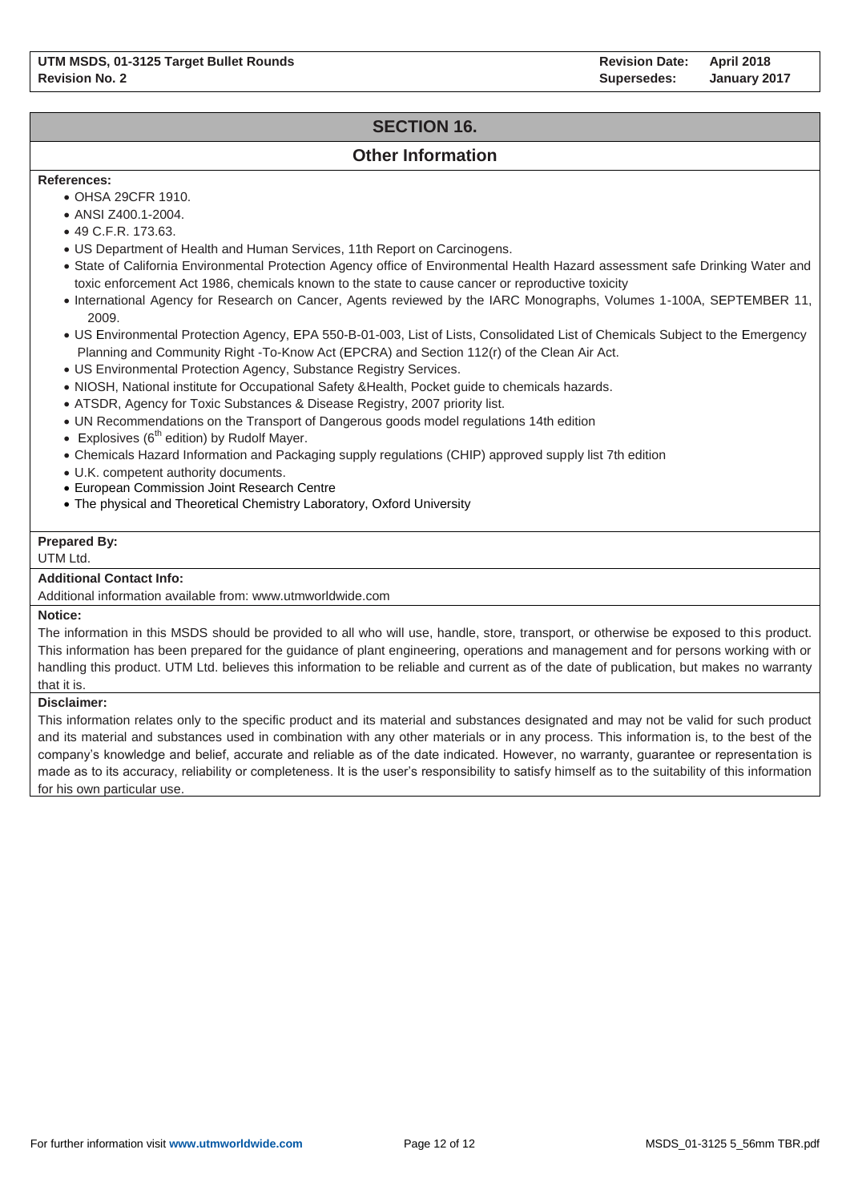## SECTION 16.

### Other Information

**References:**

- OHSA 29CFR 1910.
- ANSI Z400.1-2004.
- 49 C.F.R. 173.63.
- US Department of Health and Human Services, 11th Report on Carcinogens.
- State of California Environmental Protection Agency office of Environmental Health Hazard assessment safe Drinking Water and toxic enforcement Act 1986, chemicals known to the state to cause cancer or reproductive toxicity
- International Agency for Research on Cancer, Agents reviewed by the IARC Monographs, Volumes 1-100A, SEPTEMBER 11, 2009.
- US Environmental Protection Agency, EPA 550-B-01-003, List of Lists, Consolidated List of Chemicals Subject to the Emergency Planning and Community Right -To-Know Act (EPCRA) and Section 112(r) of the Clean Air Act.
- US Environmental Protection Agency, Substance Registry Services.
- NIOSH, National institute for Occupational Safety &Health, Pocket guide to chemicals hazards.
- ATSDR, Agency for Toxic Substances & Disease Registry, 2007 priority list.
- UN Recommendations on the Transport of Dangerous goods model regulations 14th edition
- Explosives (6th edition) by Rudolf Mayer.
- Chemicals Hazard Information and Packaging supply regulations (CHIP) approved supply list 7th edition
- U.K. competent authority documents.
- European Commission Joint Research Centre
- The physical and Theoretical Chemistry Laboratory, Oxford University

**Prepared By:**

UTM Ltd.

**Additional Contact Info:**

Additional information available from: www.utmworldwide.com

**Notice:**

The information in this MSDS should be provided to all who will use, handle, store, transport, or otherwise be exposed to this product. This information has been prepared for the guidance of plant engineering, operations and management and for persons working with or handling this product. UTM Ltd. believes this information to be reliable and current as of the date of publication, but makes no warranty that it is.

**Disclaimer:**

This information relates only to the specific product and its material and substances designated and may not be valid for such product and its material and substances used in combination with any other materials or in any process. This information is, to the best of the company's knowledge and belief, accurate and reliable as of the date indicated. However, no warranty, guarantee or representation is made as to its accuracy, reliability or completeness. It is the user's responsibility to satisfy himself as to the suitability of this information for his own particular use.